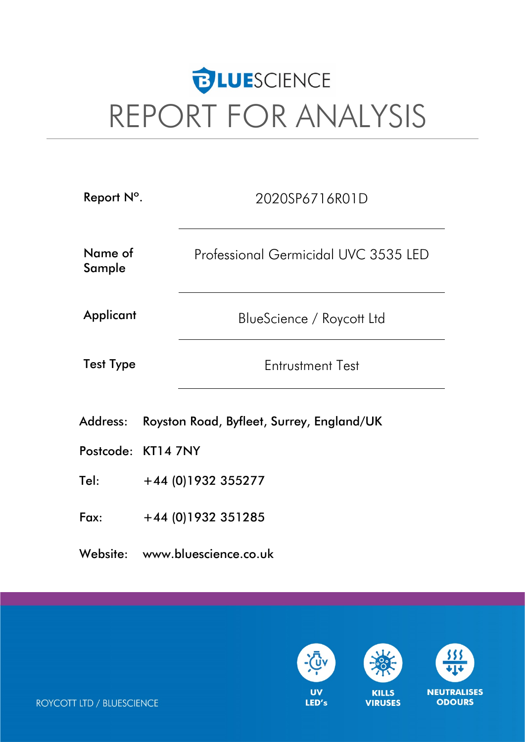# BLUESCIENCE

# REPORT FOR ANALYSIS

| | |
|---|---|
| Report N°. | 2020SP6716R01D |
| Name of Sample | Professional Germicidal UVC 3535 LED |
| Applicant | BlueScience / Roycott Ltd |
| Test Type | Entrustment Test |

Address: Royston Road, Byfleet, Surrey, England/UK

Postcode: KT14 7NY

Tel: +44 (0)1932 355277

Fax: +44 (0)1932 351285

Website: www.bluescience.co.uk

ROYCOTT LTD / BLUESCIENCE

UV LED's

KILLS VIRUSES

NEUTRALISES ODOURS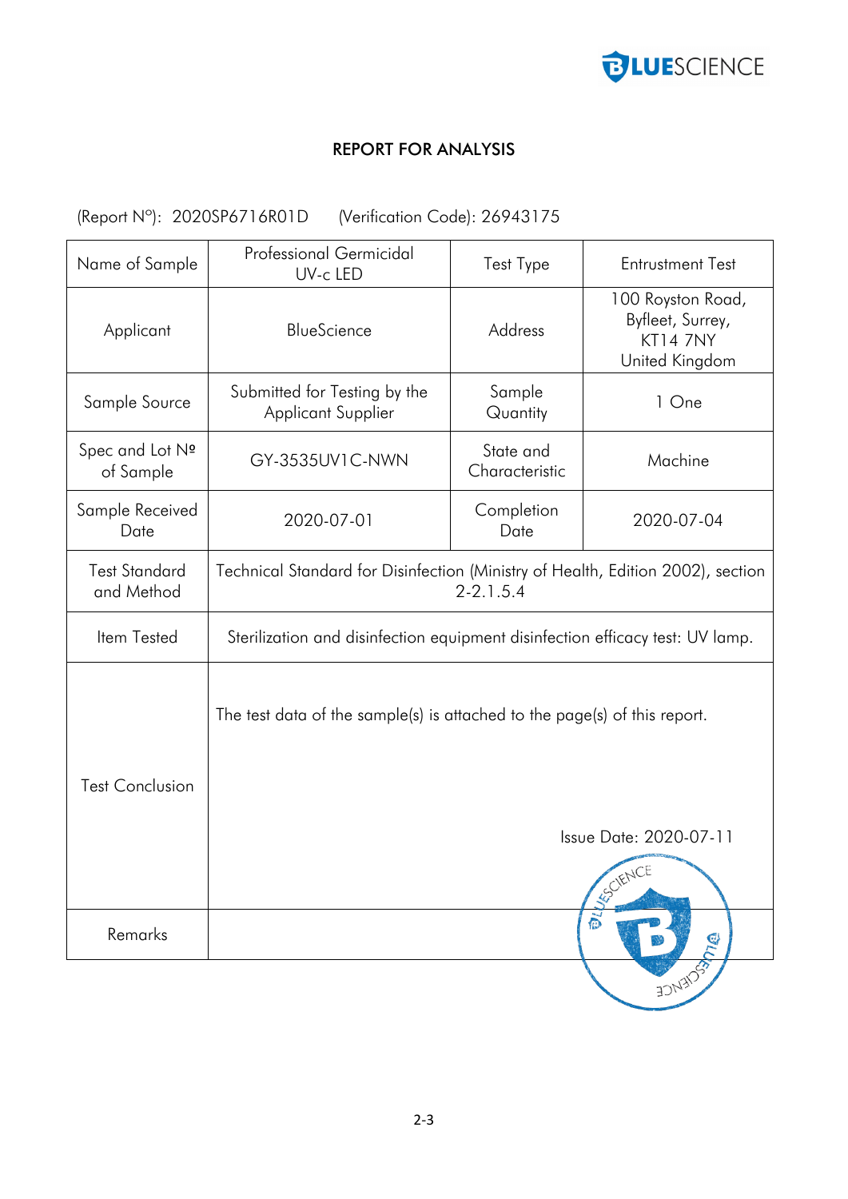## REPORT FOR ANALYSIS

(Report N°): 2020SP6716R01D (Verification Code): 26943175

| Name of Sample | Professional Germicidal UV-c LED | Test Type | Entrustment Test |
|---|---|---|---|
| Applicant | BlueScience | Address | 100 Royston Road, Byfleet, Surrey, KT14 7NY United Kingdom |
| Sample Source | Submitted for Testing by the Applicant Supplier | Sample Quantity | 1 One |
| Spec and Lot № of Sample | GY-3535UV1C-NWN | State and Characteristic | Machine |
| Sample Received Date | 2020-07-01 | Completion Date | 2020-07-04 |
| Test Standard and Method | Technical Standard for Disinfection (Ministry of Health, Edition 2002), section 2-2.1.5.4 | | |
| Item Tested | Sterilization and disinfection equipment disinfection efficacy test: UV lamp. | | |
| Test Conclusion | The test data of the sample(s) is attached to the page(s) of this report. Issue Date: 2020-07-11 | | |
| Remarks | | | |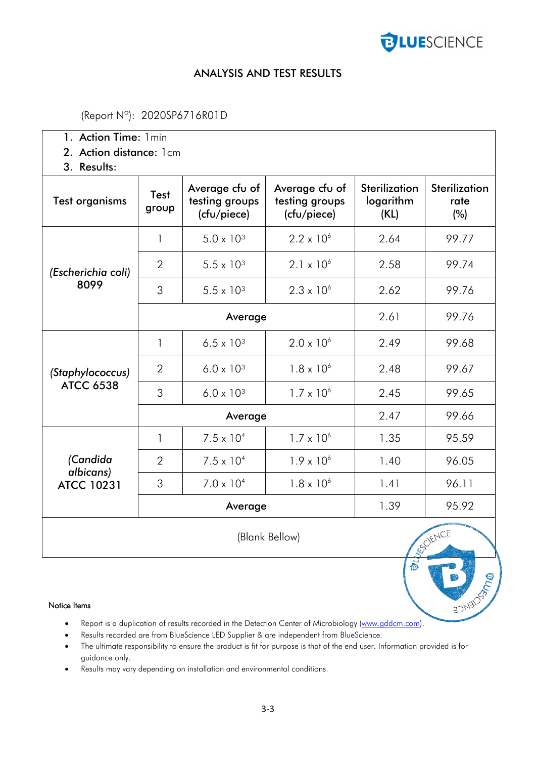## ANALYSIS AND TEST RESULTS

(Report N°): 2020SP6716R01D

1. **Action Time:** 1min
2. **Action distance:** 1cm
3. **Results:**

| Test organisms | Test group | Average cfu of testing groups (cfu/piece) | Average cfu of testing groups (cfu/piece) | Sterilization logarithm (KL) | Sterilization rate (%) |
|---|---|---|---|---|---|
| *(Escherichia coli)* 8099 | 1 | $5.0 \times 10^3$ | $2.2 \times 10^6$ | 2.64 | 99.77 |
| | 2 | $5.5 \times 10^3$ | $2.1 \times 10^6$ | 2.58 | 99.74 |
| | 3 | $5.5 \times 10^3$ | $2.3 \times 10^6$ | 2.62 | 99.76 |
| | Average | | | 2.61 | 99.76 |
| *(Staphylococcus)* ATCC 6538 | 1 | $6.5 \times 10^3$ | $2.0 \times 10^6$ | 2.49 | 99.68 |
| | 2 | $6.0 \times 10^3$ | $1.8 \times 10^6$ | 2.48 | 99.67 |
| | 3 | $6.0 \times 10^3$ | $1.7 \times 10^6$ | 2.45 | 99.65 |
| | Average | | | 2.47 | 99.66 |
| *(Candida albicans)* ATCC 10231 | 1 | $7.5 \times 10^4$ | $1.7 \times 10^6$ | 1.35 | 95.59 |
| | 2 | $7.5 \times 10^4$ | $1.9 \times 10^6$ | 1.40 | 96.05 |
| | 3 | $7.0 \times 10^4$ | $1.8 \times 10^6$ | 1.41 | 96.11 |
| | Average | | | 1.39 | 95.92 |

(Blank Bellow)

Notice Items

- Report is a duplication of results recorded in the Detection Center of Microbiology (www.gddcm.com).
- Results recorded are from BlueScience LED Supplier & are independent from BlueScience.
- The ultimate responsibility to ensure the product is fit for purpose is that of the end user. Information provided is for guidance only.
- Results may vary depending on installation and environmental conditions.